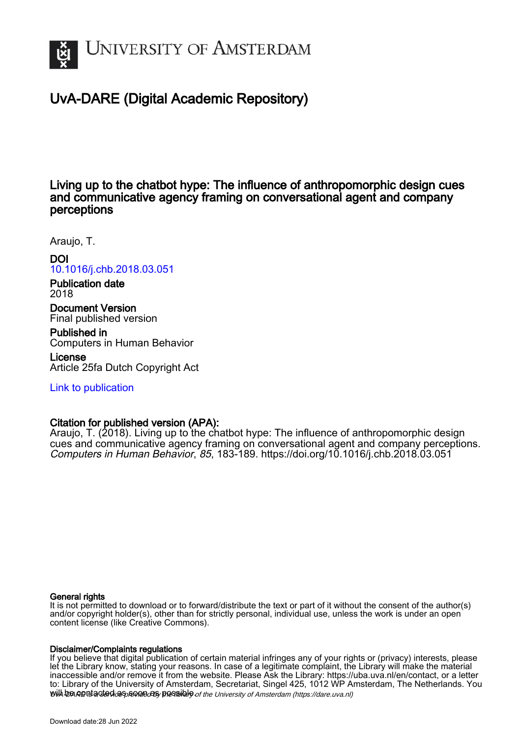# University of Amsterdam

## UvA-DARE (Digital Academic Repository)

### Living up to the chatbot hype: The influence of anthropomorphic design cues and communicative agency framing on conversational agent and company perceptions

Araujo, T.

**DOI**
10.1016/j.chb.2018.03.051

**Publication date**
2018

**Document Version**
Final published version

**Published in**
Computers in Human Behavior

**License**
Article 25fa Dutch Copyright Act

Link to publication

**Citation for published version (APA):**
Araujo, T. (2018). Living up to the chatbot hype: The influence of anthropomorphic design cues and communicative agency framing on conversational agent and company perceptions. *Computers in Human Behavior*, *85*, 183-189. https://doi.org/10.1016/j.chb.2018.03.051

**General rights**
It is not permitted to download or to forward/distribute the text or part of it without the consent of the author(s) and/or copyright holder(s), other than for strictly personal, individual use, unless the work is under an open content license (like Creative Commons).

**Disclaimer/Complaints regulations**
If you believe that digital publication of certain material infringes any of your rights or (privacy) interests, please let the Library know, stating your reasons. In case of a legitimate complaint, the Library will make the material inaccessible and/or remove it from the website. Please Ask the Library: https://uba.uva.nl/en/contact, or a letter to: Library of the University of Amsterdam, Secretariat, Singel 425, 1012 WP Amsterdam, The Netherlands. You will be contacted as soon as possible.

UvA-DARE is a service provided by the library of the University of Amsterdam (https://dare.uva.nl)

Download date:28 Jun 2022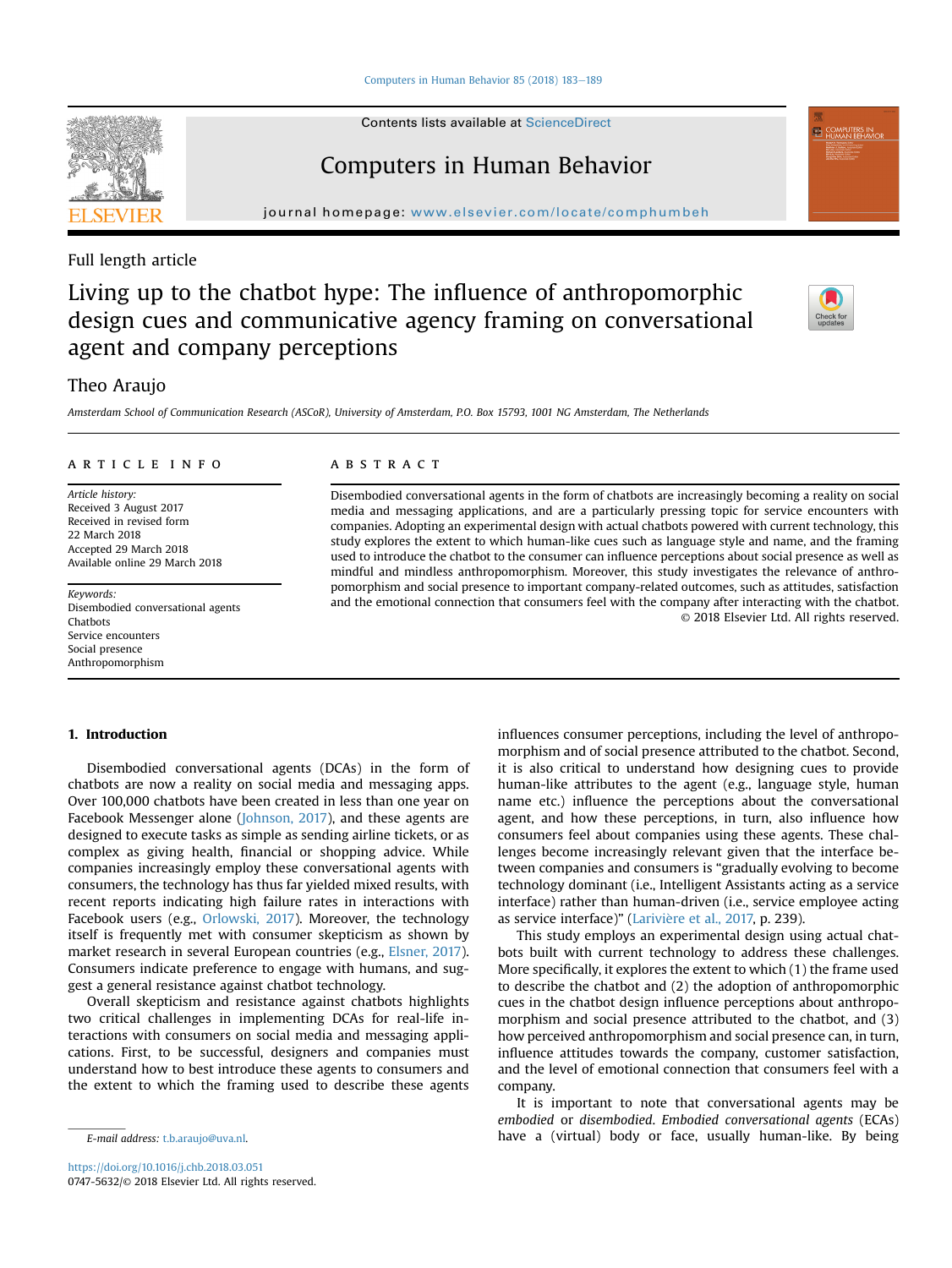# Living up to the chatbot hype: The influence of anthropomorphic design cues and communicative agency framing on conversational agent and company perceptions

Theo Araujo

*Amsterdam School of Communication Research (ASCoR), University of Amsterdam, P.O. Box 15793, 1001 NG Amsterdam, The Netherlands*

## ARTICLE INFO

*Article history:*
Received 3 August 2017
Received in revised form
22 March 2018
Accepted 29 March 2018
Available online 29 March 2018

*Keywords:*
Disembodied conversational agents
Chatbots
Service encounters
Social presence
Anthropomorphism

## ABSTRACT

Disembodied conversational agents in the form of chatbots are increasingly becoming a reality on social media and messaging applications, and are a particularly pressing topic for service encounters with companies. Adopting an experimental design with actual chatbots powered with current technology, this study explores the extent to which human-like cues such as language style and name, and the framing used to introduce the chatbot to the consumer can influence perceptions about social presence as well as mindful and mindless anthropomorphism. Moreover, this study investigates the relevance of anthropomorphism and social presence to important company-related outcomes, such as attitudes, satisfaction and the emotional connection that consumers feel with the company after interacting with the chatbot.

© 2018 Elsevier Ltd. All rights reserved.

## 1. Introduction

Disembodied conversational agents (DCAs) in the form of chatbots are now a reality on social media and messaging apps. Over 100,000 chatbots have been created in less than one year on Facebook Messenger alone (Johnson, 2017), and these agents are designed to execute tasks as simple as sending airline tickets, or as complex as giving health, financial or shopping advice. While companies increasingly employ these conversational agents with consumers, the technology has thus far yielded mixed results, with recent reports indicating high failure rates in interactions with Facebook users (e.g., Orlowski, 2017). Moreover, the technology itself is frequently met with consumer skepticism as shown by market research in several European countries (e.g., Elsner, 2017). Consumers indicate preference to engage with humans, and suggest a general resistance against chatbot technology.

Overall skepticism and resistance against chatbots highlights two critical challenges in implementing DCAs for real-life interactions with consumers on social media and messaging applications. First, to be successful, designers and companies must understand how to best introduce these agents to consumers and the extent to which the framing used to describe these agents influences consumer perceptions, including the level of anthropomorphism and of social presence attributed to the chatbot. Second, it is also critical to understand how designing cues to provide human-like attributes to the agent (e.g., language style, human name etc.) influence the perceptions about the conversational agent, and how these perceptions, in turn, also influence how consumers feel about companies using these agents. These challenges become increasingly relevant given that the interface between companies and consumers is "gradually evolving to become technology dominant (i.e., Intelligent Assistants acting as a service interface) rather than human-driven (i.e., service employee acting as service interface)" (Larivière et al., 2017, p. 239).

This study employs an experimental design using actual chatbots built with current technology to address these challenges. More specifically, it explores the extent to which (1) the frame used to describe the chatbot and (2) the adoption of anthropomorphic cues in the chatbot design influence perceptions about anthropomorphism and social presence attributed to the chatbot, and (3) how perceived anthropomorphism and social presence can, in turn, influence attitudes towards the company, customer satisfaction, and the level of emotional connection that consumers feel with a company.

It is important to note that conversational agents may be *embodied* or *disembodied*. *Embodied conversational agents* (ECAs) have a (virtual) body or face, usually human-like. By being

E-mail address: t.b.araujo@uva.nl.

https://doi.org/10.1016/j.chb.2018.03.051
0747-5632/© 2018 Elsevier Ltd. All rights reserved.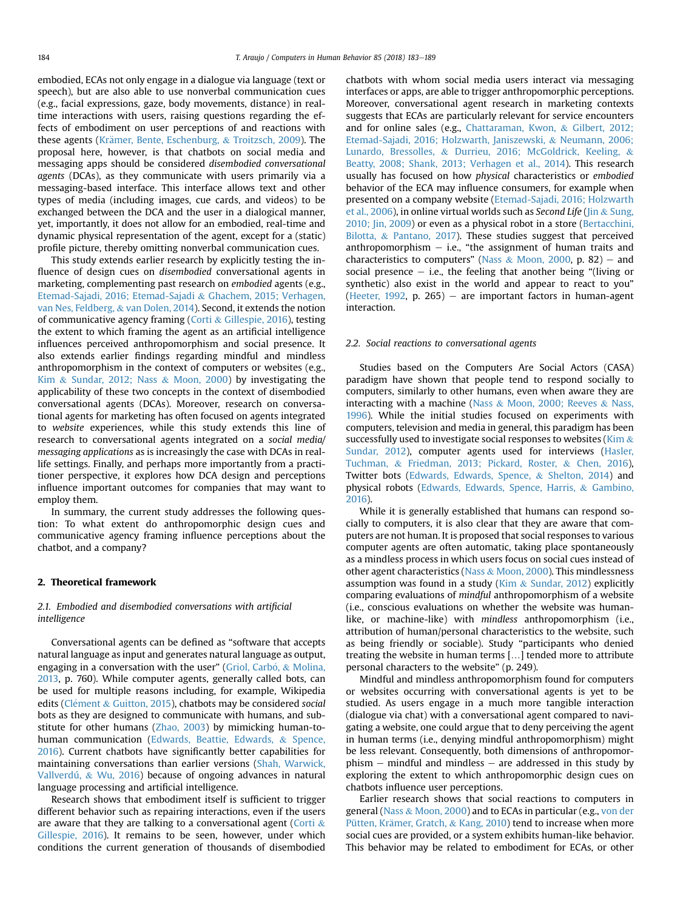embodied, ECAs not only engage in a dialogue via language (text or speech), but are also able to use nonverbal communication cues (e.g., facial expressions, gaze, body movements, distance) in real-time interactions with users, raising questions regarding the effects of embodiment on user perceptions of and reactions with these agents (Krämer, Bente, Eschenburg, & Troitzsch, 2009). The proposal here, however, is that chatbots on social media and messaging apps should be considered *disembodied conversational agents* (DCAs), as they communicate with users primarily via a messaging-based interface. This interface allows text and other types of media (including images, cue cards, and videos) to be exchanged between the DCA and the user in a dialogical manner, yet, importantly, it does not allow for an embodied, real-time and dynamic physical representation of the agent, except for a (static) profile picture, thereby omitting nonverbal communication cues.

This study extends earlier research by explicitly testing the influence of design cues on *disembodied* conversational agents in marketing, complementing past research on *embodied* agents (e.g., Etemad-Sajadi, 2016; Etemad-Sajadi & Ghachem, 2015; Verhagen, van Nes, Feldberg, & van Dolen, 2014). Second, it extends the notion of communicative agency framing (Corti & Gillespie, 2016), testing the extent to which framing the agent as an artificial intelligence influences perceived anthropomorphism and social presence. It also extends earlier findings regarding mindful and mindless anthropomorphism in the context of computers or websites (e.g., Kim & Sundar, 2012; Nass & Moon, 2000) by investigating the applicability of these two concepts in the context of disembodied conversational agents (DCAs). Moreover, research on conversational agents for marketing has often focused on agents integrated to *website* experiences, while this study extends this line of research to conversational agents integrated on a *social media/messaging applications* as is increasingly the case with DCAs in real-life settings. Finally, and perhaps more importantly from a practitioner perspective, it explores how DCA design and perceptions influence important outcomes for companies that may want to employ them.

In summary, the current study addresses the following question: To what extent do anthropomorphic design cues and communicative agency framing influence perceptions about the chatbot, and a company?

## 2. Theoretical framework

### 2.1. Embodied and disembodied conversations with artificial intelligence

Conversational agents can be defined as "software that accepts natural language as input and generates natural language as output, engaging in a conversation with the user" (Griol, Carbó, & Molina, 2013, p. 760). While computer agents, generally called bots, can be used for multiple reasons including, for example, Wikipedia edits (Clément & Guitton, 2015), chatbots may be considered *social* bots as they are designed to communicate with humans, and substitute for other humans (Zhao, 2003) by mimicking human-to-human communication (Edwards, Beattie, Edwards, & Spence, 2016). Current chatbots have significantly better capabilities for maintaining conversations than earlier versions (Shah, Warwick, Vallverdú, & Wu, 2016) because of ongoing advances in natural language processing and artificial intelligence.

Research shows that embodiment itself is sufficient to trigger different behavior such as repairing interactions, even if the users are aware that they are talking to a conversational agent (Corti & Gillespie, 2016). It remains to be seen, however, under which conditions the current generation of thousands of disembodied chatbots with whom social media users interact via messaging interfaces or apps, are able to trigger anthropomorphic perceptions. Moreover, conversational agent research in marketing contexts suggests that ECAs are particularly relevant for service encounters and for online sales (e.g., Chattaraman, Kwon, & Gilbert, 2012; Etemad-Sajadi, 2016; Holzwarth, Janiszewski, & Neumann, 2006; Lunardo, Bressolles, & Durrieu, 2016; McGoldrick, Keeling, & Beatty, 2008; Shank, 2013; Verhagen et al., 2014). This research usually has focused on how *physical* characteristics or *embodied* behavior of the ECA may influence consumers, for example when presented on a company website (Etemad-Sajadi, 2016; Holzwarth et al., 2006), in online virtual worlds such as *Second Life* (Jin & Sung, 2010; Jin, 2009) or even as a physical robot in a store (Bertacchini, Bilotta, & Pantano, 2017). These studies suggest that perceived anthropomorphism – i.e., "the assignment of human traits and characteristics to computers" (Nass & Moon, 2000, p. 82) – and social presence – i.e., the feeling that another being "(living or synthetic) also exist in the world and appear to react to you" (Heeter, 1992, p. 265) – are important factors in human-agent interaction.

### 2.2. Social reactions to conversational agents

Studies based on the Computers Are Social Actors (CASA) paradigm have shown that people tend to respond socially to computers, similarly to other humans, even when aware they are interacting with a machine (Nass & Moon, 2000; Reeves & Nass, 1996). While the initial studies focused on experiments with computers, television and media in general, this paradigm has been successfully used to investigate social responses to websites (Kim & Sundar, 2012), computer agents used for interviews (Hasler, Tuchman, & Friedman, 2013; Pickard, Roster, & Chen, 2016), Twitter bots (Edwards, Edwards, Spence, & Shelton, 2014) and physical robots (Edwards, Edwards, Spence, Harris, & Gambino, 2016).

While it is generally established that humans can respond socially to computers, it is also clear that they are aware that computers are not human. It is proposed that social responses to various computer agents are often automatic, taking place spontaneously as a mindless process in which users focus on social cues instead of other agent characteristics (Nass & Moon, 2000). This mindlessness assumption was found in a study (Kim & Sundar, 2012) explicitly comparing evaluations of *mindful* anthropomorphism of a website (i.e., conscious evaluations on whether the website was human-like, or machine-like) with *mindless* anthropomorphism (i.e., attribution of human/personal characteristics to the website, such as being friendly or sociable). Study "participants who denied treating the website in human terms […] tended more to attribute personal characters to the website" (p. 249).

Mindful and mindless anthropomorphism found for computers or websites occurring with conversational agents is yet to be studied. As users engage in a much more tangible interaction (dialogue via chat) with a conversational agent compared to navigating a website, one could argue that to deny perceiving the agent in human terms (i.e., denying mindful anthropomorphism) might be less relevant. Consequently, both dimensions of anthropomorphism – mindful and mindless – are addressed in this study by exploring the extent to which anthropomorphic design cues on chatbots influence user perceptions.

Earlier research shows that social reactions to computers in general (Nass & Moon, 2000) and to ECAs in particular (e.g., von der Pütten, Krämer, Gratch, & Kang, 2010) tend to increase when more social cues are provided, or a system exhibits human-like behavior. This behavior may be related to embodiment for ECAs, or other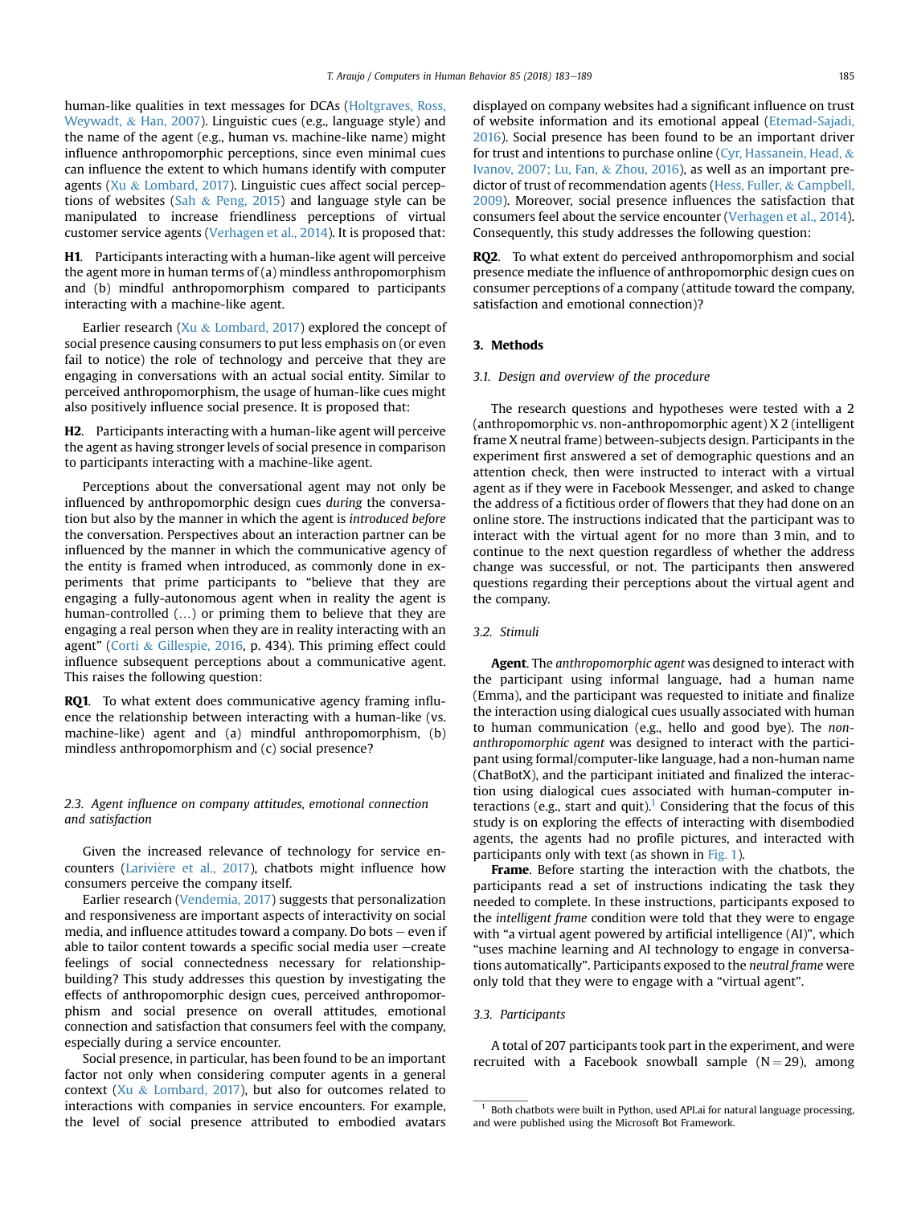human-like qualities in text messages for DCAs (Holtgraves, Ross, Weywadt, & Han, 2007). Linguistic cues (e.g., language style) and the name of the agent (e.g., human vs. machine-like name) might influence anthropomorphic perceptions, since even minimal cues can influence the extent to which humans identify with computer agents (Xu & Lombard, 2017). Linguistic cues affect social perceptions of websites (Sah & Peng, 2015) and language style can be manipulated to increase friendliness perceptions of virtual customer service agents (Verhagen et al., 2014). It is proposed that:

**H1**. Participants interacting with a human-like agent will perceive the agent more in human terms of (a) mindless anthropomorphism and (b) mindful anthropomorphism compared to participants interacting with a machine-like agent.

Earlier research (Xu & Lombard, 2017) explored the concept of social presence causing consumers to put less emphasis on (or even fail to notice) the role of technology and perceive that they are engaging in conversations with an actual social entity. Similar to perceived anthropomorphism, the usage of human-like cues might also positively influence social presence. It is proposed that:

**H2**. Participants interacting with a human-like agent will perceive the agent as having stronger levels of social presence in comparison to participants interacting with a machine-like agent.

Perceptions about the conversational agent may not only be influenced by anthropomorphic design cues *during* the conversation but also by the manner in which the agent is *introduced before* the conversation. Perspectives about an interaction partner can be influenced by the manner in which the communicative agency of the entity is framed when introduced, as commonly done in experiments that prime participants to "believe that they are engaging a fully-autonomous agent when in reality the agent is human-controlled (…) or priming them to believe that they are engaging a real person when they are in reality interacting with an agent" (Corti & Gillespie, 2016, p. 434). This priming effect could influence subsequent perceptions about a communicative agent. This raises the following question:

**RQ1**. To what extent does communicative agency framing influence the relationship between interacting with a human-like (vs. machine-like) agent and (a) mindful anthropomorphism, (b) mindless anthropomorphism and (c) social presence?

### 2.3. Agent influence on company attitudes, emotional connection and satisfaction

Given the increased relevance of technology for service encounters (Larivière et al., 2017), chatbots might influence how consumers perceive the company itself.

Earlier research (Vendemia, 2017) suggests that personalization and responsiveness are important aspects of interactivity on social media, and influence attitudes toward a company. Do bots – even if able to tailor content towards a specific social media user –create feelings of social connectedness necessary for relationship-building? This study addresses this question by investigating the effects of anthropomorphic design cues, perceived anthropomorphism and social presence on overall attitudes, emotional connection and satisfaction that consumers feel with the company, especially during a service encounter.

Social presence, in particular, has been found to be an important factor not only when considering computer agents in a general context (Xu & Lombard, 2017), but also for outcomes related to interactions with companies in service encounters. For example, the level of social presence attributed to embodied avatars displayed on company websites had a significant influence on trust of website information and its emotional appeal (Etemad-Sajadi, 2016). Social presence has been found to be an important driver for trust and intentions to purchase online (Cyr, Hassanein, Head, & Ivanov, 2007; Lu, Fan, & Zhou, 2016), as well as an important predictor of trust of recommendation agents (Hess, Fuller, & Campbell, 2009). Moreover, social presence influences the satisfaction that consumers feel about the service encounter (Verhagen et al., 2014). Consequently, this study addresses the following question:

**RQ2**. To what extent do perceived anthropomorphism and social presence mediate the influence of anthropomorphic design cues on consumer perceptions of a company (attitude toward the company, satisfaction and emotional connection)?

## 3. Methods

### 3.1. Design and overview of the procedure

The research questions and hypotheses were tested with a 2 (anthropomorphic vs. non-anthropomorphic agent) X 2 (intelligent frame X neutral frame) between-subjects design. Participants in the experiment first answered a set of demographic questions and an attention check, then were instructed to interact with a virtual agent as if they were in Facebook Messenger, and asked to change the address of a fictitious order of flowers that they had done on an online store. The instructions indicated that the participant was to interact with the virtual agent for no more than 3 min, and to continue to the next question regardless of whether the address change was successful, or not. The participants then answered questions regarding their perceptions about the virtual agent and the company.

### 3.2. Stimuli

**Agent**. The *anthropomorphic agent* was designed to interact with the participant using informal language, had a human name (Emma), and the participant was requested to initiate and finalize the interaction using dialogical cues usually associated with human to human communication (e.g., hello and good bye). The *non-anthropomorphic agent* was designed to interact with the participant using formal/computer-like language, had a non-human name (ChatBotX), and the participant initiated and finalized the interaction using dialogical cues associated with human-computer interactions (e.g., start and quit).[1] Considering that the focus of this study is on exploring the effects of interacting with disembodied agents, the agents had no profile pictures, and interacted with participants only with text (as shown in Fig. 1).

**Frame**. Before starting the interaction with the chatbots, the participants read a set of instructions indicating the task they needed to complete. In these instructions, participants exposed to the *intelligent frame* condition were told that they were to engage with "a virtual agent powered by artificial intelligence (AI)", which "uses machine learning and AI technology to engage in conversations automatically". Participants exposed to the *neutral frame* were only told that they were to engage with a "virtual agent".

### 3.3. Participants

A total of 207 participants took part in the experiment, and were recruited with a Facebook snowball sample (N = 29), among

[1] Both chatbots were built in Python, used API.ai for natural language processing, and were published using the Microsoft Bot Framework.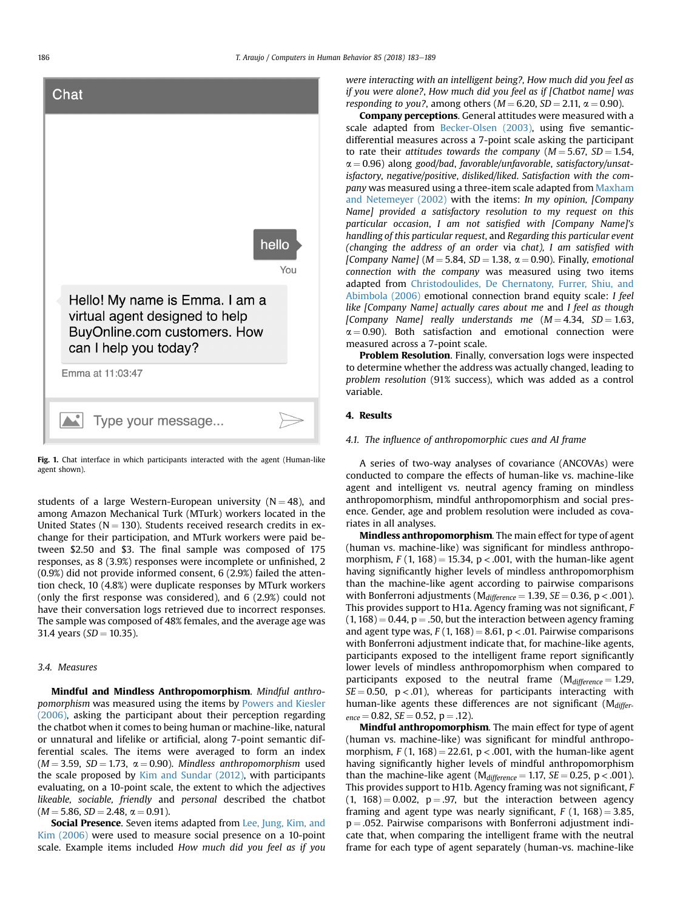Fig. 1. Chat interface in which participants interacted with the agent (Human-like agent shown).

students of a large Western-European university (N = 48), and among Amazon Mechanical Turk (MTurk) workers located in the United States (N = 130). Students received research credits in exchange for their participation, and MTurk workers were paid between $2.50 and $3. The final sample was composed of 175 responses, as 8 (3.9%) responses were incomplete or unfinished, 2 (0.9%) did not provide informed consent, 6 (2.9%) failed the attention check, 10 (4.8%) were duplicate responses by MTurk workers (only the first response was considered), and 6 (2.9%) could not have their conversation logs retrieved due to incorrect responses. The sample was composed of 48% females, and the average age was 31.4 years (*SD* = 10.35).

### 3.4. Measures

**Mindful and Mindless Anthropomorphism**. *Mindful anthropomorphism* was measured using the items by Powers and Kiesler (2006), asking the participant about their perception regarding the chatbot when it comes to being human or machine-like, natural or unnatural and lifelike or artificial, along 7-point semantic differential scales. The items were averaged to form an index ($M = 3.59$, $SD = 1.73$, $\alpha = 0.90$). *Mindless anthropomorphism* used the scale proposed by Kim and Sundar (2012), with participants evaluating, on a 10-point scale, the extent to which the adjectives *likeable*, *sociable*, *friendly* and *personal* described the chatbot ($M = 5.86$, $SD = 2.48$, $\alpha = 0.91$).

**Social Presence**. Seven items adapted from Lee, Jung, Kim, and Kim (2006) were used to measure social presence on a 10-point scale. Example items included *How much did you feel as if you were interacting with an intelligent being?, How much did you feel as if you were alone?, How much did you feel as if [Chatbot name] was responding to you?*, among others ($M = 6.20$, $SD = 2.11$, $\alpha = 0.90$).

**Company perceptions**. General attitudes were measured with a scale adapted from Becker-Olsen (2003), using five semantic-differential measures across a 7-point scale asking the participant to rate their *attitudes towards the company* ($M = 5.67$, $SD = 1.54$, $\alpha = 0.96$) along *good/bad*, *favorable/unfavorable*, *satisfactory/unsatisfactory*, *negative/positive*, *disliked/liked*. *Satisfaction with the company* was measured using a three-item scale adapted from Maxham and Netemeyer (2002) with the items: *In my opinion, [Company Name] provided a satisfactory resolution to my request on this particular occasion*, *I am not satisfied with [Company Name]'s handling of this particular request*, and *Regarding this particular event (changing the address of an order via chat), I am satisfied with [Company Name]* ($M = 5.84$, $SD = 1.38$, $\alpha = 0.90$). Finally, *emotional connection with the company* was measured using two items adapted from Christodoulides, De Chernatony, Furrer, Shiu, and Abimbola (2006) emotional connection brand equity scale: *I feel like [Company Name] actually cares about me* and *I feel as though [Company Name] really understands me* ($M = 4.34$, $SD = 1.63$, $\alpha = 0.90$). Both satisfaction and emotional connection were measured across a 7-point scale.

**Problem Resolution**. Finally, conversation logs were inspected to determine whether the address was actually changed, leading to *problem resolution* (91% success), which was added as a control variable.

## 4. Results

### 4.1. The influence of anthropomorphic cues and AI frame

A series of two-way analyses of covariance (ANCOVAs) were conducted to compare the effects of human-like vs. machine-like agent and intelligent vs. neutral agency framing on mindless anthropomorphism, mindful anthropomorphism and social presence. Gender, age and problem resolution were included as covariates in all analyses.

**Mindless anthropomorphism**. The main effect for type of agent (human vs. machine-like) was significant for mindless anthropomorphism, $F(1, 168) = 15.34$, $p < .001$, with the human-like agent having significantly higher levels of mindless anthropomorphism than the machine-like agent according to pairwise comparisons with Bonferroni adjustments ($M_{difference} = 1.39$, $SE = 0.36$, $p < .001$). This provides support to H1a. Agency framing was not significant, $F(1, 168) = 0.44$, $p = .50$, but the interaction between agency framing and agent type was, $F(1, 168) = 8.61$, $p < .01$. Pairwise comparisons with Bonferroni adjustment indicate that, for machine-like agents, participants exposed to the intelligent frame report significantly lower levels of mindless anthropomorphism when compared to participants exposed to the neutral frame ($M_{difference} = 1.29$, $SE = 0.50$, $p < .01$), whereas for participants interacting with human-like agents these differences are not significant ($M_{difference} = 0.82$, $SE = 0.52$, $p = .12$).

**Mindful anthropomorphism**. The main effect for type of agent (human vs. machine-like) was significant for mindful anthropomorphism, $F(1, 168) = 22.61$, $p < .001$, with the human-like agent having significantly higher levels of mindful anthropomorphism than the machine-like agent ($M_{difference} = 1.17$, $SE = 0.25$, $p < .001$). This provides support to H1b. Agency framing was not significant, $F(1, 168) = 0.002$, $p = .97$, but the interaction between agency framing and agent type was nearly significant, $F(1, 168) = 3.85$, $p = .052$. Pairwise comparisons with Bonferroni adjustment indicate that, when comparing the intelligent frame with the neutral frame for each type of agent separately (human-vs. machine-like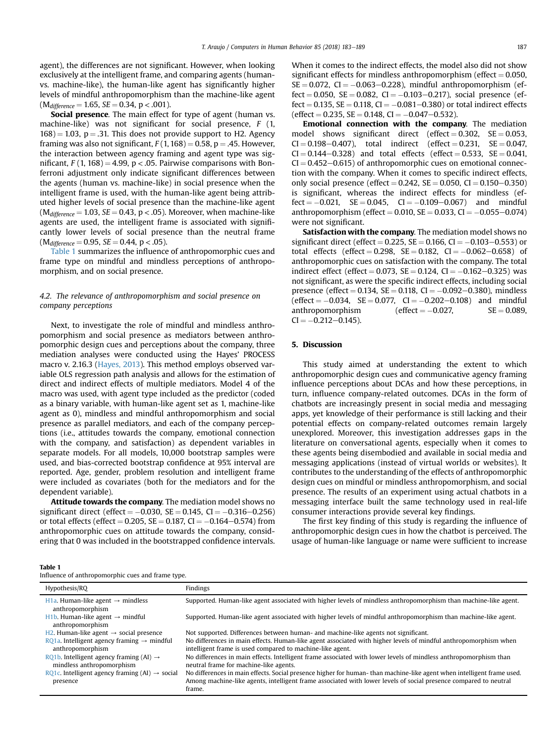agent), the differences are not significant. However, when looking exclusively at the intelligent frame, and comparing agents (human- vs. machine-like), the human-like agent has significantly higher levels of mindful anthropomorphism than the machine-like agent ($M_{difference} = 1.65$, $SE = 0.34$, $p < .001$).

**Social presence**. The main effect for type of agent (human vs. machine-like) was not significant for social presence, $F(1, 168) = 1.03$, $p = .31$. This does not provide support to H2. Agency framing was also not significant, $F(1, 168) = 0.58$, $p = .45$. However, the interaction between agency framing and agent type was significant, $F(1, 168) = 4.99$, $p < .05$. Pairwise comparisons with Bonferroni adjustment only indicate significant differences between the agents (human vs. machine-like) in social presence when the intelligent frame is used, with the human-like agent being attributed higher levels of social presence than the machine-like agent ($M_{difference} = 1.03$, $SE = 0.43$, $p < .05$). Moreover, when machine-like agents are used, the intelligent frame is associated with significantly lower levels of social presence than the neutral frame ($M_{difference} = 0.95$, $SE = 0.44$, $p < .05$).

Table 1 summarizes the influence of anthropomorphic cues and frame type on mindful and mindless perceptions of anthropomorphism, and on social presence.

### 4.2. The relevance of anthropomorphism and social presence on company perceptions

Next, to investigate the role of mindful and mindless anthropomorphism and social presence as mediators between anthropomorphic design cues and perceptions about the company, three mediation analyses were conducted using the Hayes' PROCESS macro v. 2.16.3 (Hayes, 2013). This method employs observed variable OLS regression path analysis and allows for the estimation of direct and indirect effects of multiple mediators. Model 4 of the macro was used, with agent type included as the predictor (coded as a binary variable, with human-like agent set as 1, machine-like agent as 0), mindless and mindful anthropomorphism and social presence as parallel mediators, and each of the company perceptions (i.e., attitudes towards the company, emotional connection with the company, and satisfaction) as dependent variables in separate models. For all models, 10,000 bootstrap samples were used, and bias-corrected bootstrap confidence at 95% interval are reported. Age, gender, problem resolution and intelligent frame were included as covariates (both for the mediators and for the dependent variable).

**Attitude towards the company**. The mediation model shows no significant direct (effect = −0.030, SE = 0.145, CI = −0.316–0.256) or total effects (effect = 0.205, SE = 0.187, CI = −0.164–0.574) from anthropomorphic cues on attitude towards the company, considering that 0 was included in the bootstrapped confidence intervals. When it comes to the indirect effects, the model also did not show significant effects for mindless anthropomorphism (effect = 0.050, SE = 0.072, CI = −0.063–0.228), mindful anthropomorphism (effect = 0.050, SE = 0.082, CI = −0.103–0.217), social presence (effect = 0.135, SE = 0.118, CI = −0.081–0.380) or total indirect effects (effect = 0.235, SE = 0.148, CI = −0.047–0.532).

**Emotional connection with the company**. The mediation model shows significant direct (effect = 0.302, SE = 0.053, CI = 0.198–0.407), total indirect (effect = 0.231, SE = 0.047, CI = 0.144–0.328) and total effects (effect = 0.533, SE = 0.041, CI = 0.452–0.615) of anthropomorphic cues on emotional connection with the company. When it comes to specific indirect effects, only social presence (effect = 0.242, SE = 0.050, CI = 0.150–0.350) is significant, whereas the indirect effects for mindless (effect = −0.021, SE = 0.045, CI = −0.109–0.067) and mindful anthropomorphism (effect = 0.010, SE = 0.033, CI = −0.055–0.074) were not significant.

**Satisfaction with the company**. The mediation model shows no significant direct (effect = 0.225, SE = 0.166, CI = −0.103–0.553) or total effects (effect = 0.298, SE = 0.182, CI = −0.062–0.658) of anthropomorphic cues on satisfaction with the company. The total indirect effect (effect = 0.073, SE = 0.124, CI = −0.162–0.325) was not significant, as were the specific indirect effects, including social presence (effect = 0.134, SE = 0.118, CI = −0.092–0.380), mindless (effect = −0.034, SE = 0.077, CI = −0.202–0.108) and mindful anthropomorphism (effect = −0.027, SE = 0.089, CI = −0.212–0.145).

## 5. Discussion

This study aimed at understanding the extent to which anthropomorphic design cues and communicative agency framing influence perceptions about DCAs and how these perceptions, in turn, influence company-related outcomes. DCAs in the form of chatbots are increasingly present in social media and messaging apps, yet knowledge of their performance is still lacking and their potential effects on company-related outcomes remain largely unexplored. Moreover, this investigation addresses gaps in the literature on conversational agents, especially when it comes to these agents being disembodied and available in social media and messaging applications (instead of virtual worlds or websites). It contributes to the understanding of the effects of anthropomorphic design cues on mindful or mindless anthropomorphism, and social presence. The results of an experiment using actual chatbots in a messaging interface built the same technology used in real-life consumer interactions provide several key findings.

The first key finding of this study is regarding the influence of anthropomorphic design cues in how the chatbot is perceived. The usage of human-like language or name were sufficient to increase

**Table 1**
Influence of anthropomorphic cues and frame type.

| Hypothesis/RQ | Findings |
|---|---|
| H1a. Human-like agent → mindless anthropomorphism | Supported. Human-like agent associated with higher levels of mindless anthropomorphism than machine-like agent. |
| H1b. Human-like agent → mindful anthropomorphism | Supported. Human-like agent associated with higher levels of mindful anthropomorphism than machine-like agent. |
| H2. Human-like agent → social presence | Not supported. Differences between human- and machine-like agents not significant. |
| RQ1a. Intelligent agency framing → mindful anthropomorphism | No differences in main effects. Human-like agent associated with higher levels of mindful anthropomorphism when intelligent frame is used compared to machine-like agent. |
| RQ1b. Intelligent agency framing (AI) → mindless anthropomorphism | No differences in main effects. Intelligent frame associated with lower levels of mindless anthropomorphism than neutral frame for machine-like agents. |
| RQ1c. Intelligent agency framing (AI) → social presence | No differences in main effects. Social presence higher for human- than machine-like agent when intelligent frame used. Among machine-like agents, intelligent frame associated with lower levels of social presence compared to neutral frame. |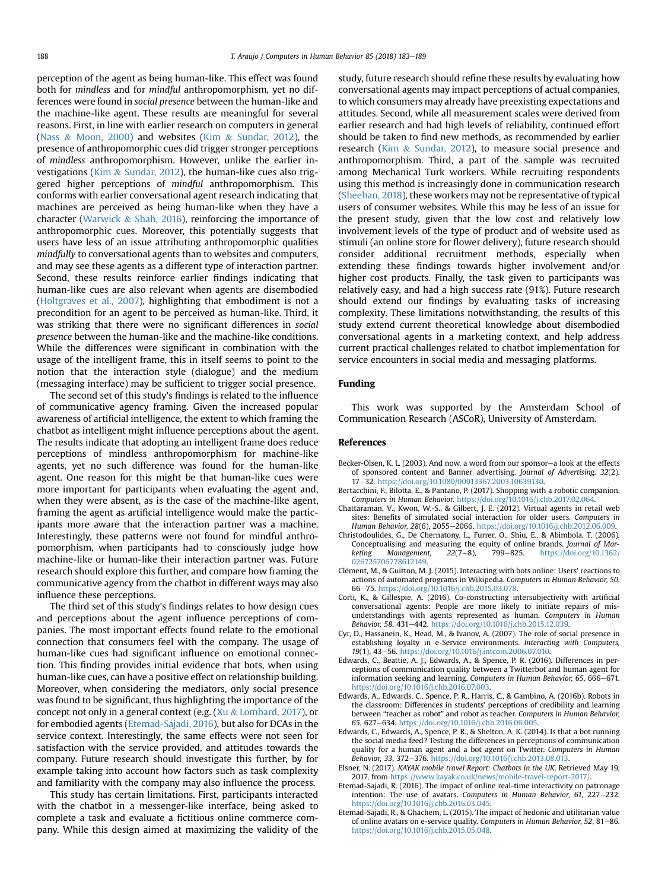perception of the agent as being human-like. This effect was found both for *mindless* and for *mindful* anthropomorphism, yet no differences were found in *social presence* between the human-like and the machine-like agent. These results are meaningful for several reasons. First, in line with earlier research on computers in general (Nass & Moon, 2000) and websites (Kim & Sundar, 2012), the presence of anthropomorphic cues did trigger stronger perceptions of *mindless* anthropomorphism. However, unlike the earlier investigations (Kim & Sundar, 2012), the human-like cues also triggered higher perceptions of *mindful* anthropomorphism. This conforms with earlier conversational agent research indicating that machines are perceived as being human-like when they have a character (Warwick & Shah, 2016), reinforcing the importance of anthropomorphic cues. Moreover, this potentially suggests that users have less of an issue attributing anthropomorphic qualities *mindfully* to conversational agents than to websites and computers, and may see these agents as a different type of interaction partner. Second, these results reinforce earlier findings indicating that human-like cues are also relevant when agents are disembodied (Holtgraves et al., 2007), highlighting that embodiment is not a precondition for an agent to be perceived as human-like. Third, it was striking that there were no significant differences in *social presence* between the human-like and the machine-like conditions. While the differences were significant in combination with the usage of the intelligent frame, this in itself seems to point to the notion that the interaction style (dialogue) and the medium (messaging interface) may be sufficient to trigger social presence.

The second set of this study's findings is related to the influence of communicative agency framing. Given the increased popular awareness of artificial intelligence, the extent to which framing the chatbot as intelligent might influence perceptions about the agent. The results indicate that adopting an intelligent frame does reduce perceptions of mindless anthropomorphism for machine-like agents, yet no such difference was found for the human-like agent. One reason for this might be that human-like cues were more important for participants when evaluating the agent and, when they were absent, as is the case of the machine-like agent, framing the agent as artificial intelligence would make the participants more aware that the interaction partner was a machine. Interestingly, these patterns were not found for mindful anthropomorphism, when participants had to consciously judge how machine-like or human-like their interaction partner was. Future research should explore this further, and compare how framing the communicative agency from the chatbot in different ways may also influence these perceptions.

The third set of this study's findings relates to how design cues and perceptions about the agent influence perceptions of companies. The most important effects found relate to the emotional connection that consumers feel with the company. The usage of human-like cues had significant influence on emotional connection. This finding provides initial evidence that bots, when using human-like cues, can have a positive effect on relationship building. Moreover, when considering the mediators, only social presence was found to be significant, thus highlighting the importance of the concept not only in a general context (e.g. Xu & Lombard, 2017), or for embodied agents (Etemad-Sajadi, 2016), but also for DCAs in the service context. Interestingly, the same effects were not seen for satisfaction with the service provided, and attitudes towards the company. Future research should investigate this further, by for example taking into account how factors such as task complexity and familiarity with the company may also influence the process.

This study has certain limitations. First, participants interacted with the chatbot in a messenger-like interface, being asked to complete a task and evaluate a fictitious online commerce company. While this design aimed at maximizing the validity of the study, future research should refine these results by evaluating how conversational agents may impact perceptions of actual companies, to which consumers may already have preexisting expectations and attitudes. Second, while all measurement scales were derived from earlier research and had high levels of reliability, continued effort should be taken to find new methods, as recommended by earlier research (Kim & Sundar, 2012), to measure social presence and anthropomorphism. Third, a part of the sample was recruited among Mechanical Turk workers. While recruiting respondents using this method is increasingly done in communication research (Sheehan, 2018), these workers may not be representative of typical users of consumer websites. While this may be less of an issue for the present study, given that the low cost and relatively low involvement levels of the type of product and of website used as stimuli (an online store for flower delivery), future research should consider additional recruitment methods, especially when extending these findings towards higher involvement and/or higher cost products. Finally, the task given to participants was relatively easy, and had a high success rate (91%). Future research should extend our findings by evaluating tasks of increasing complexity. These limitations notwithstanding, the results of this study extend current theoretical knowledge about disembodied conversational agents in a marketing context, and help address current practical challenges related to chatbot implementation for service encounters in social media and messaging platforms.

## Funding

This work was supported by the Amsterdam School of Communication Research (ASCoR), University of Amsterdam.

## References

Becker-Olsen, K. L. (2003). And now, a word from our sponsor—a look at the effects of sponsored content and Banner advertising. *Journal of Advertising, 32*(2), 17–32. https://doi.org/10.1080/00913367.2003.10639130.

Bertacchini, F., Bilotta, E., & Pantano, P. (2017). Shopping with a robotic companion. *Computers in Human Behavior*. https://doi.org/10.1016/j.chb.2017.02.064.

Chattaraman, V., Kwon, W.-S., & Gilbert, J. E. (2012). Virtual agents in retail web sites: Benefits of simulated social interaction for older users. *Computers in Human Behavior, 28*(6), 2055–2066. https://doi.org/10.1016/j.chb.2012.06.009.

Christodoulides, G., De Chernatony, L., Furrer, O., Shiu, E., & Abimbola, T. (2006). Conceptualising and measuring the equity of online brands. *Journal of Marketing Management, 22*(7–8), 799–825. https://doi.org/10.1362/026725706778612149.

Clément, M., & Guitton, M. J. (2015). Interacting with bots online: Users' reactions to actions of automated programs in Wikipedia. *Computers in Human Behavior, 50*, 66–75. https://doi.org/10.1016/j.chb.2015.03.078.

Corti, K., & Gillespie, A. (2016). Co-constructing intersubjectivity with artificial conversational agents: People are more likely to initiate repairs of misunderstandings with agents represented as human. *Computers in Human Behavior, 58*, 431–442. https://doi.org/10.1016/j.chb.2015.12.039.

Cyr, D., Hassanein, K., Head, M., & Ivanov, A. (2007). The role of social presence in establishing loyalty in e-Service environments. *Interacting with Computers, 19*(1), 43–56. https://doi.org/10.1016/j.intcom.2006.07.010.

Edwards, C., Beattie, A. J., Edwards, A., & Spence, P. R. (2016). Differences in perceptions of communication quality between a Twitterbot and human agent for information seeking and learning. *Computers in Human Behavior, 65*, 666–671. https://doi.org/10.1016/j.chb.2016.07.003.

Edwards, A., Edwards, C., Spence, P. R., Harris, C., & Gambino, A. (2016b). Robots in the classroom: Differences in students' perceptions of credibility and learning between "teacher as robot" and robot as teacher. *Computers in Human Behavior, 65*, 627–634. https://doi.org/10.1016/j.chb.2016.06.005.

Edwards, C., Edwards, A., Spence, P. R., & Shelton, A. K. (2014). Is that a bot running the social media feed? Testing the differences in perceptions of communication quality for a human agent and a bot agent on Twitter. *Computers in Human Behavior, 33*, 372–376. https://doi.org/10.1016/j.chb.2013.08.013.

Elsner, N. (2017). *KAYAK mobile travel Report: Chatbots in the UK*. Retrieved May 19, 2017, from https://www.kayak.co.uk/news/mobile-travel-report-2017/.

Etemad-Sajadi, R. (2016). The impact of online real-time interactivity on patronage intention: The use of avatars. *Computers in Human Behavior, 61*, 227–232. https://doi.org/10.1016/j.chb.2016.03.045.

Etemad-Sajadi, R., & Ghachem, L. (2015). The impact of hedonic and utilitarian value of online avatars on e-service quality. *Computers in Human Behavior, 52*, 81–86. https://doi.org/10.1016/j.chb.2015.05.048.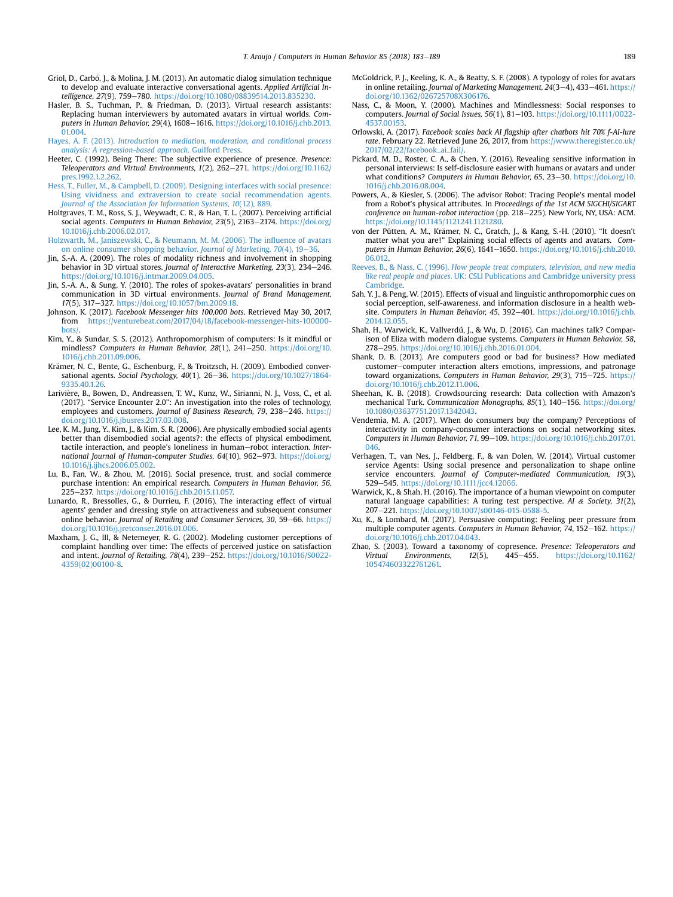Griol, D., Carbó, J., & Molina, J. M. (2013). An automatic dialog simulation technique to develop and evaluate interactive conversational agents. *Applied Artificial Intelligence, 27*(9), 759–780. https://doi.org/10.1080/08839514.2013.835230.

Hasler, B. S., Tuchman, P., & Friedman, D. (2013). Virtual research assistants: Replacing human interviewers by automated avatars in virtual worlds. *Computers in Human Behavior, 29*(4), 1608–1616. https://doi.org/10.1016/j.chb.2013.01.004.

Hayes, A. F. (2013). *Introduction to mediation, moderation, and conditional process analysis: A regression-based approach*. Guilford Press.

Heeter, C. (1992). Being There: The subjective experience of presence. *Presence: Teleoperators and Virtual Environments, 1*(2), 262–271. https://doi.org/10.1162/pres.1992.1.2.262.

Hess, T., Fuller, M., & Campbell, D. (2009). Designing interfaces with social presence: Using vividness and extraversion to create social recommendation agents. *Journal of the Association for Information Systems, 10*(12), 889.

Holtgraves, T. M., Ross, S. J., Weywadt, C. R., & Han, T. L. (2007). Perceiving artificial social agents. *Computers in Human Behavior, 23*(5), 2163–2174. https://doi.org/10.1016/j.chb.2006.02.017.

Holzwarth, M., Janiszewski, C., & Neumann, M. M. (2006). The influence of avatars on online consumer shopping behavior. *Journal of Marketing, 70*(4), 19–36.

Jin, S.-A. A. (2009). The roles of modality richness and involvement in shopping behavior in 3D virtual stores. *Journal of Interactive Marketing, 23*(3), 234–246. https://doi.org/10.1016/j.intmar.2009.04.005.

Jin, S.-A. A., & Sung, Y. (2010). The roles of spokes-avatars' personalities in brand communication in 3D virtual environments. *Journal of Brand Management, 17*(5), 317–327. https://doi.org/10.1057/bm.2009.18.

Johnson, K. (2017). *Facebook Messenger hits 100,000 bots*. Retrieved May 30, 2017, from https://venturebeat.com/2017/04/18/facebook-messenger-hits-100000-bots/.

Kim, Y., & Sundar, S. S. (2012). Anthropomorphism of computers: Is it mindful or mindless? *Computers in Human Behavior, 28*(1), 241–250. https://doi.org/10.1016/j.chb.2011.09.006.

Krämer, N. C., Bente, G., Eschenburg, F., & Troitzsch, H. (2009). Embodied conversational agents. *Social Psychology, 40*(1), 26–36. https://doi.org/10.1027/1864-9335.40.1.26.

Larivière, B., Bowen, D., Andreassen, T. W., Kunz, W., Sirianni, N. J., Voss, C., et al. (2017). "Service Encounter 2.0": An investigation into the roles of technology, employees and customers. *Journal of Business Research, 79*, 238–246. https://doi.org/10.1016/j.jbusres.2017.03.008.

Lee, K. M., Jung, Y., Kim, J., & Kim, S. R. (2006). Are physically embodied social agents better than disembodied social agents?: the effects of physical embodiment, tactile interaction, and people's loneliness in human–robot interaction. *International Journal of Human-computer Studies, 64*(10), 962–973. https://doi.org/10.1016/j.ijhcs.2006.05.002.

Lu, B., Fan, W., & Zhou, M. (2016). Social presence, trust, and social commerce purchase intention: An empirical research. *Computers in Human Behavior, 56*, 225–237. https://doi.org/10.1016/j.chb.2015.11.057.

Lunardo, R., Bressolles, G., & Durrieu, F. (2016). The interacting effect of virtual agents' gender and dressing style on attractiveness and subsequent consumer online behavior. *Journal of Retailing and Consumer Services, 30*, 59–66. https://doi.org/10.1016/j.jretconser.2016.01.006.

Maxham, J. G., III, & Netemeyer, R. G. (2002). Modeling customer perceptions of complaint handling over time: The effects of perceived justice on satisfaction and intent. *Journal of Retailing, 78*(4), 239–252. https://doi.org/10.1016/S0022-4359(02)00100-8.

McGoldrick, P. J., Keeling, K. A., & Beatty, S. F. (2008). A typology of roles for avatars in online retailing. *Journal of Marketing Management, 24*(3–4), 433–461. https://doi.org/10.1362/026725708X306176.

Nass, C., & Moon, Y. (2000). Machines and Mindlessness: Social responses to computers. *Journal of Social Issues, 56*(1), 81–103. https://doi.org/10.1111/0022-4537.00153.

Orlowski, A. (2017). *Facebook scales back AI flagship after chatbots hit 70% f-AI-lure rate*. February 22. Retrieved June 26, 2017, from https://www.theregister.co.uk/2017/02/22/facebook_ai_fail/.

Pickard, M. D., Roster, C. A., & Chen, Y. (2016). Revealing sensitive information in personal interviews: Is self-disclosure easier with humans or avatars and under what conditions? *Computers in Human Behavior, 65*, 23–30. https://doi.org/10.1016/j.chb.2016.08.004.

Powers, A., & Kiesler, S. (2006). The advisor Robot: Tracing People's mental model from a Robot's physical attributes. In *Proceedings of the 1st ACM SIGCHI/SIGART conference on human-robot interaction* (pp. 218–225). New York, NY, USA: ACM. https://doi.org/10.1145/1121241.1121280.

von der Pütten, A. M., Krämer, N. C., Gratch, J., & Kang, S.-H. (2010). "It doesn't matter what you are!" Explaining social effects of agents and avatars. *Computers in Human Behavior, 26*(6), 1641–1650. https://doi.org/10.1016/j.chb.2010.06.012.

Reeves, B., & Nass, C. (1996). *How people treat computers, television, and new media like real people and places*. UK: CSLI Publications and Cambridge university press Cambridge.

Sah, Y. J., & Peng, W. (2015). Effects of visual and linguistic anthropomorphic cues on social perception, self-awareness, and information disclosure in a health website. *Computers in Human Behavior, 45*, 392–401. https://doi.org/10.1016/j.chb.2014.12.055.

Shah, H., Warwick, K., Vallverdú, J., & Wu, D. (2016). Can machines talk? Comparison of Eliza with modern dialogue systems. *Computers in Human Behavior, 58*, 278–295. https://doi.org/10.1016/j.chb.2016.01.004.

Shank, D. B. (2013). Are computers good or bad for business? How mediated customer–computer interaction alters emotions, impressions, and patronage toward organizations. *Computers in Human Behavior, 29*(3), 715–725. https://doi.org/10.1016/j.chb.2012.11.006.

Sheehan, K. B. (2018). Crowdsourcing research: Data collection with Amazon's mechanical Turk. *Communication Monographs, 85*(1), 140–156. https://doi.org/10.1080/03637751.2017.1342043.

Vendemia, M. A. (2017). When do consumers buy the company? Perceptions of interactivity in company-consumer interactions on social networking sites. *Computers in Human Behavior, 71*, 99–109. https://doi.org/10.1016/j.chb.2017.01.046.

Verhagen, T., van Nes, J., Feldberg, F., & van Dolen, W. (2014). Virtual customer service Agents: Using social presence and personalization to shape online service encounters. *Journal of Computer-mediated Communication, 19*(3), 529–545. https://doi.org/10.1111/jcc4.12066.

Warwick, K., & Shah, H. (2016). The importance of a human viewpoint on computer natural language capabilities: A turing test perspective. *AI & Society, 31*(2), 207–221. https://doi.org/10.1007/s00146-015-0588-5.

Xu, K., & Lombard, M. (2017). Persuasive computing: Feeling peer pressure from multiple computer agents. *Computers in Human Behavior, 74*, 152–162. https://doi.org/10.1016/j.chb.2017.04.043.

Zhao, S. (2003). Toward a taxonomy of copresence. *Presence: Teleoperators and Virtual Environments, 12*(5), 445–455. https://doi.org/10.1162/105474603322761261.